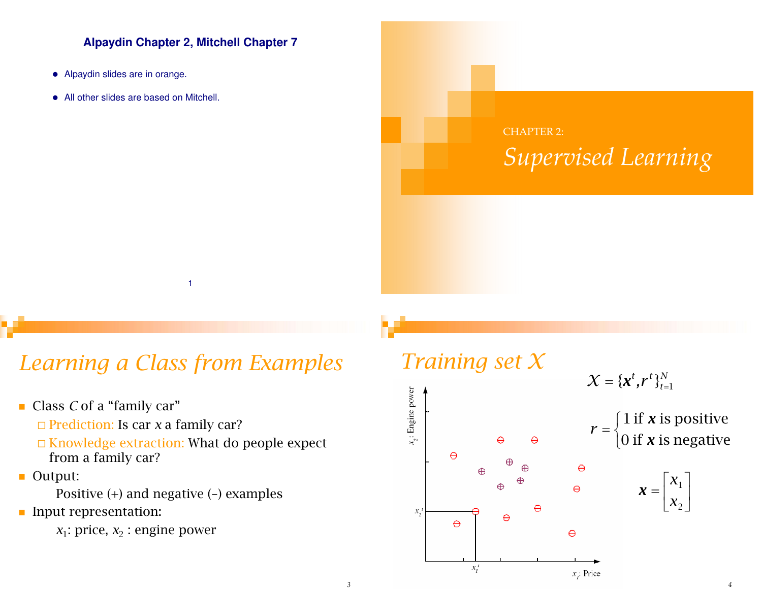## Alpaydin Chapter 2, Mitchell Chapter 7

- Alpaydin slides are in orange.
- All other slides are based on Mitchell.

CHAPTER 2:

# *Supervised Learning*

## *Learning a Class from Examples*

- Class $C$ of a "family car"
  - Prediction: Is car $x$ a family car?
  - Knowledge extraction: What do people expect from a family car?
- Output:
  
  Positive (+) and negative (–) examples
- Input representation:
  
  $x_1$: price, $x_2$ : engine power

## *Training set $\mathcal{X}$*

$$\mathcal{X} = \{\mathbf{x}^t, r^t\}_{t=1}^N$$

$$r = \begin{cases} 1 \text{ if } \mathbf{x} \text{ is positive} \\ 0 \text{ if } \mathbf{x} \text{ is negative} \end{cases}$$

$$\mathbf{x} = \begin{bmatrix} x_1 \\ x_2 \end{bmatrix}$$

$x_2$: Engine power; $x_1$: Price; $x_1^t$; $x_2^t$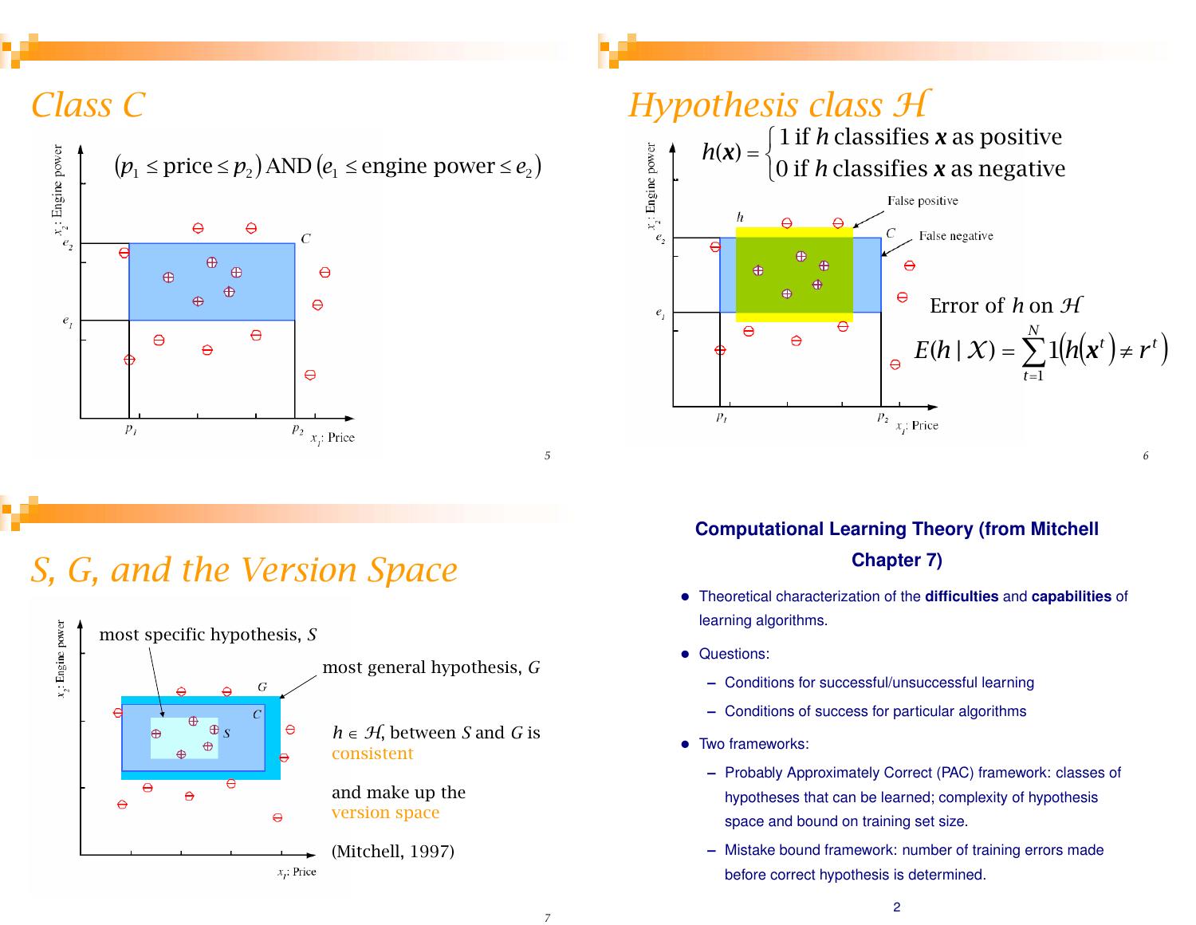## Class C

$(p_1 \leq \text{price} \leq p_2)$ AND $(e_1 \leq \text{engine power} \leq e_2)$

## Hypothesis class $\mathcal{H}$

$$h(\boldsymbol{x}) = \begin{cases} 1 \text{ if } h \text{ classifies } \boldsymbol{x} \text{ as positive} \\ 0 \text{ if } h \text{ classifies } \boldsymbol{x} \text{ as negative} \end{cases}$$

False positive

False negative

Error of $h$ on $\mathcal{H}$

$$E(h \mid \mathcal{X}) = \sum_{t=1}^{N} 1\left(h\left(\boldsymbol{x}^t\right) \neq r^t\right)$$

## S, G, and the Version Space

most specific hypothesis, $S$

most general hypothesis, $G$

$h \in \mathcal{H}$, between $S$ and $G$ is consistent

and make up the version space

(Mitchell, 1997)

## Computational Learning Theory (from Mitchell Chapter 7)

- Theoretical characterization of the **difficulties** and **capabilities** of learning algorithms.
- Questions:
  - Conditions for successful/unsuccessful learning
  - Conditions of success for particular algorithms
- Two frameworks:
  - Probably Approximately Correct (PAC) framework: classes of hypotheses that can be learned; complexity of hypothesis space and bound on training set size.
  - Mistake bound framework: number of training errors made before correct hypothesis is determined.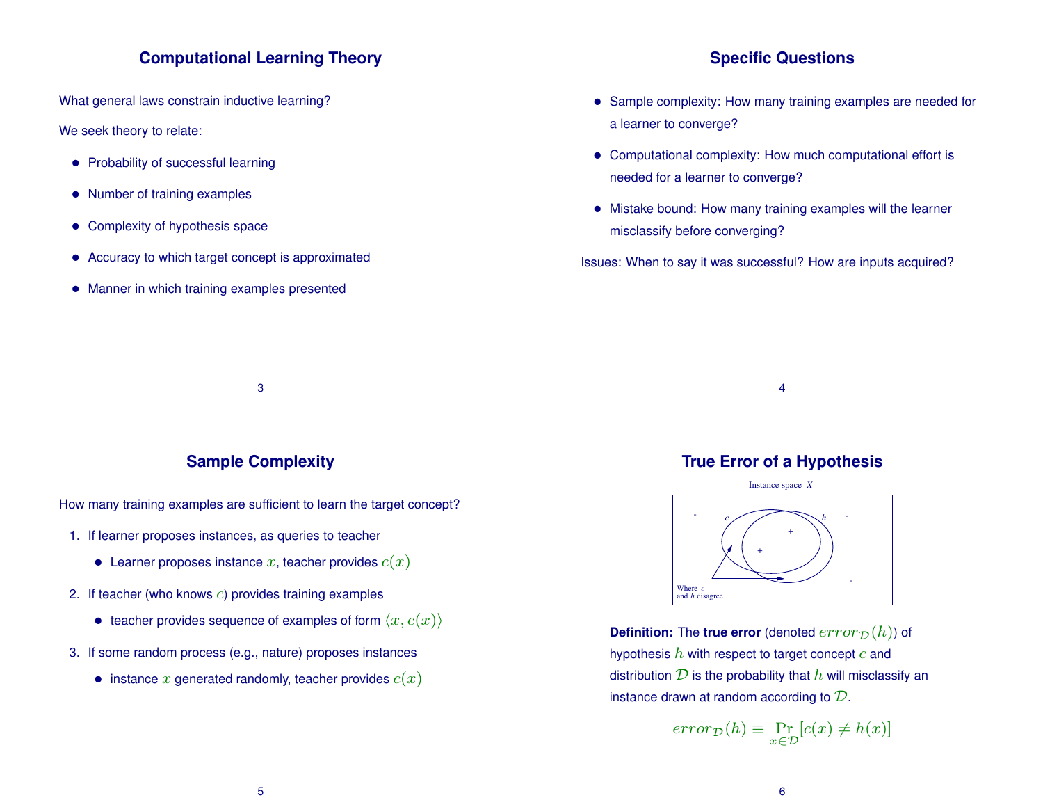## Computational Learning Theory

What general laws constrain inductive learning?

We seek theory to relate:

- Probability of successful learning
- Number of training examples
- Complexity of hypothesis space
- Accuracy to which target concept is approximated
- Manner in which training examples presented

## Specific Questions

- Sample complexity: How many training examples are needed for a learner to converge?
- Computational complexity: How much computational effort is needed for a learner to converge?
- Mistake bound: How many training examples will the learner misclassify before converging?

Issues: When to say it was successful? How are inputs acquired?

## Sample Complexity

How many training examples are sufficient to learn the target concept?

1. If learner proposes instances, as queries to teacher
   - Learner proposes instance $x$, teacher provides $c(x)$
2. If teacher (who knows $c$) provides training examples
   - teacher provides sequence of examples of form $\langle x, c(x) \rangle$
3. If some random process (e.g., nature) proposes instances
   - instance $x$ generated randomly, teacher provides $c(x)$

## True Error of a Hypothesis

Instance space $X$

Where $c$ and $h$ disagree

**Definition:** The **true error** (denoted $error_{\mathcal{D}}(h)$) of hypothesis $h$ with respect to target concept $c$ and distribution $\mathcal{D}$ is the probability that $h$ will misclassify an instance drawn at random according to $\mathcal{D}$.

$$error_{\mathcal{D}}(h) \equiv \Pr_{x \in \mathcal{D}}[c(x) \neq h(x)]$$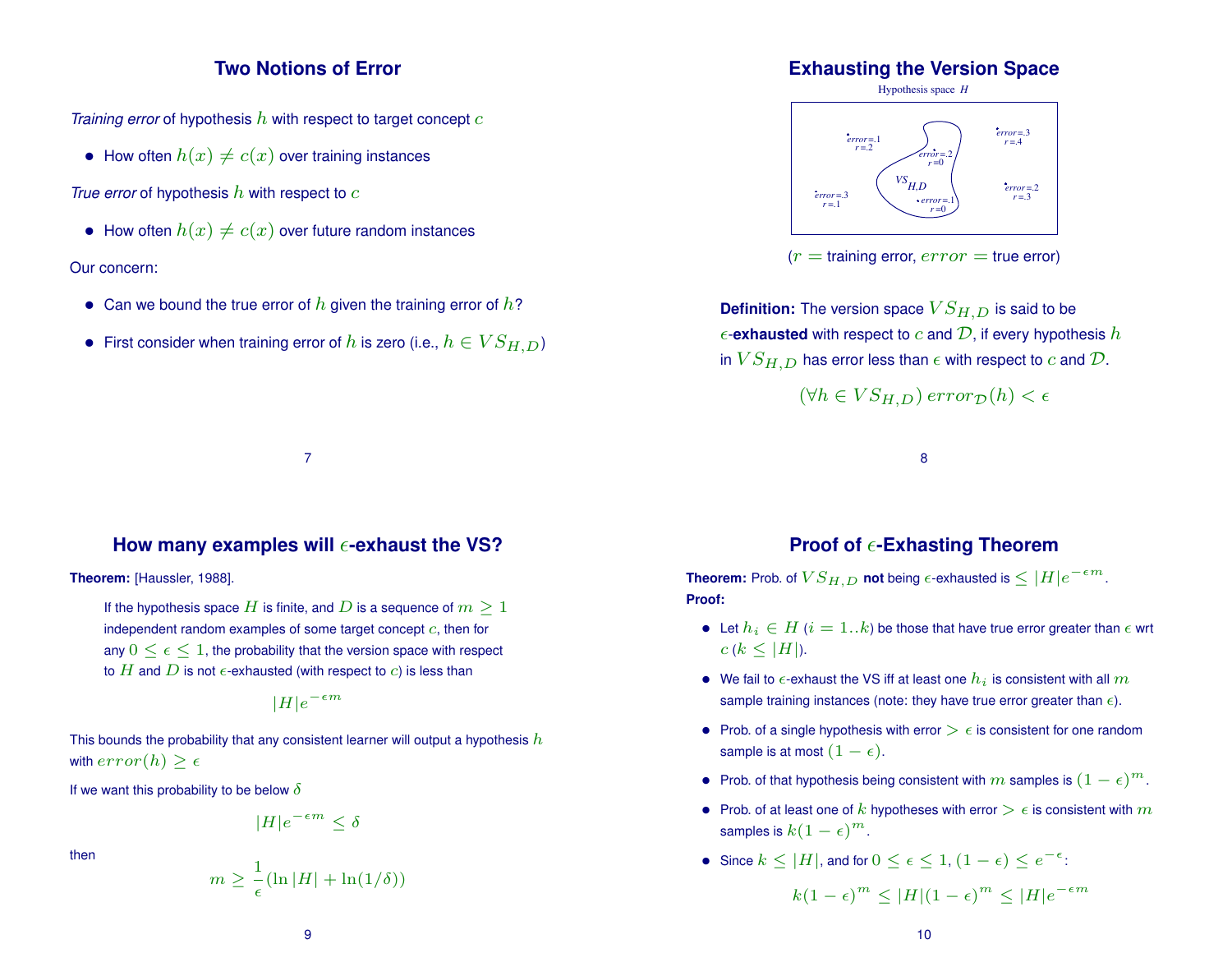## Two Notions of Error

*Training error* of hypothesis $h$ with respect to target concept $c$

- How often $h(x) \neq c(x)$ over training instances

*True error* of hypothesis $h$ with respect to $c$

- How often $h(x) \neq c(x)$ over future random instances

Our concern:

- Can we bound the true error of $h$ given the training error of $h$?
- First consider when training error of $h$ is zero (i.e., $h \in VS_{H,D}$)

## Exhausting the Version Space

Hypothesis space $H$

error=.1, r=.2 | error=.3, r=.4 | error=.2, r=0 | $VS_{H,D}$ | error=.3, r=.1 | error=.2, r=.3 | error=.1, r=0

($r$ = training error, $error$ = true error)

**Definition:** The version space $VS_{H,D}$ is said to be $\epsilon$-**exhausted** with respect to $c$ and $\mathcal{D}$, if every hypothesis $h$ in $VS_{H,D}$ has error less than $\epsilon$ with respect to $c$ and $\mathcal{D}$.

$$(\forall h \in VS_{H,D})\; error_{\mathcal{D}}(h) < \epsilon$$

## How many examples will $\epsilon$-exhaust the VS?

**Theorem:** [Haussler, 1988].

> If the hypothesis space $H$ is finite, and $D$ is a sequence of $m \geq 1$ independent random examples of some target concept $c$, then for any $0 \leq \epsilon \leq 1$, the probability that the version space with respect to $H$ and $D$ is not $\epsilon$-exhausted (with respect to $c$) is less than
>
> $$|H|e^{-\epsilon m}$$

This bounds the probability that any consistent learner will output a hypothesis $h$ with $error(h) \geq \epsilon$

If we want this probability to be below $\delta$

$$|H|e^{-\epsilon m} \leq \delta$$

then

$$m \geq \frac{1}{\epsilon}(\ln|H| + \ln(1/\delta))$$

## Proof of $\epsilon$-Exhasting Theorem

**Theorem:** Prob. of $VS_{H,D}$ **not** being $\epsilon$-exhausted is $\leq |H|e^{-\epsilon m}$.

**Proof:**

- Let $h_i \in H$ ($i = 1..k$) be those that have true error greater than $\epsilon$ wrt $c$ ($k \leq |H|$).
- We fail to $\epsilon$-exhaust the VS iff at least one $h_i$ is consistent with all $m$ sample training instances (note: they have true error greater than $\epsilon$).
- Prob. of a single hypothesis with error $> \epsilon$ is consistent for one random sample is at most $(1 - \epsilon)$.
- Prob. of that hypothesis being consistent with $m$ samples is $(1 - \epsilon)^m$.
- Prob. of at least one of $k$ hypotheses with error $> \epsilon$ is consistent with $m$ samples is $k(1 - \epsilon)^m$.
- Since $k \leq |H|$, and for $0 \leq \epsilon \leq 1$, $(1 - \epsilon) \leq e^{-\epsilon}$:

$$k(1 - \epsilon)^m \leq |H|(1 - \epsilon)^m \leq |H|e^{-\epsilon m}$$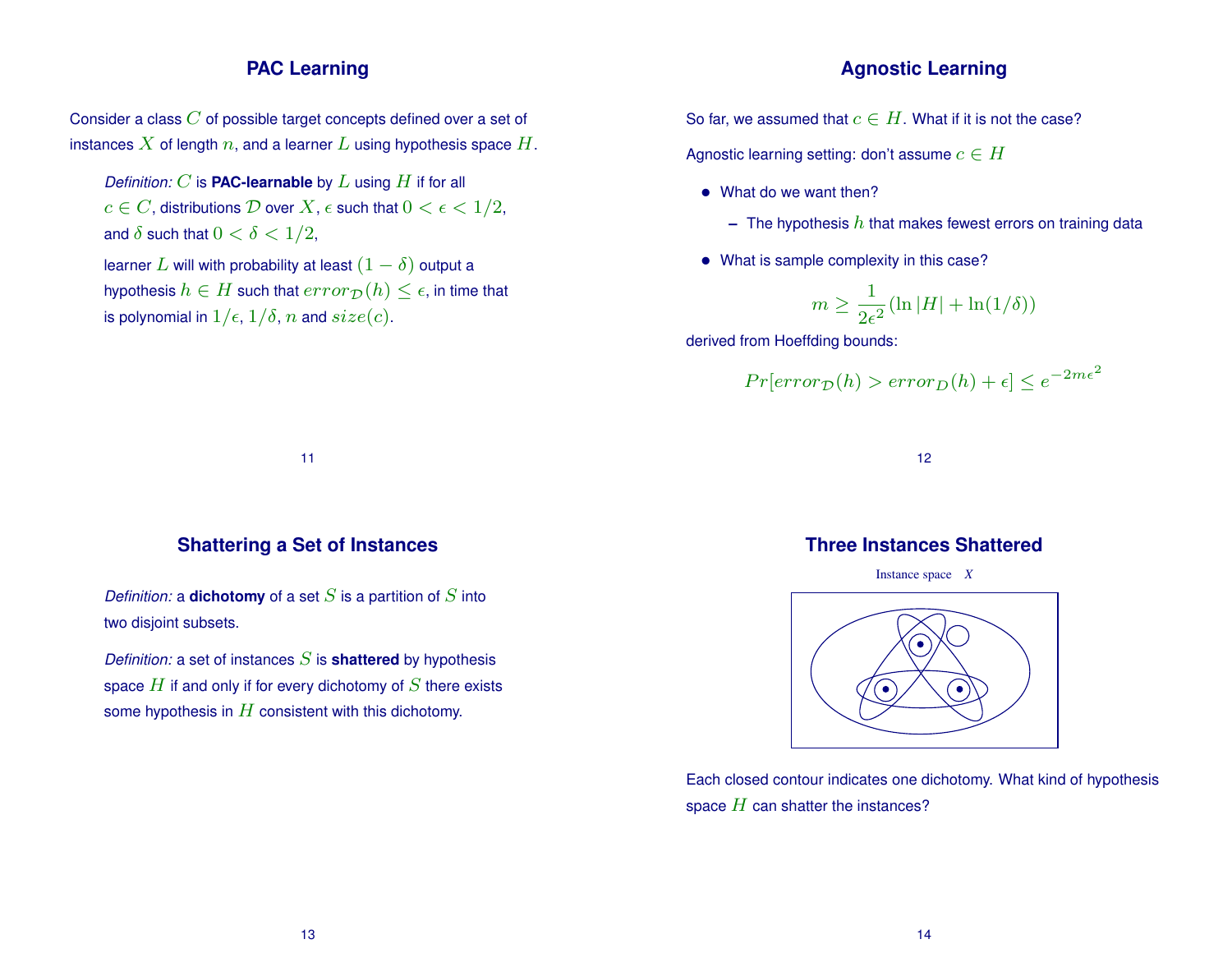## PAC Learning

Consider a class $C$ of possible target concepts defined over a set of instances $X$ of length $n$, and a learner $L$ using hypothesis space $H$.

*Definition:* $C$ is **PAC-learnable** by $L$ using $H$ if for all $c \in C$, distributions $\mathcal{D}$ over $X$, $\epsilon$ such that $0 < \epsilon < 1/2$, and $\delta$ such that $0 < \delta < 1/2$,

learner $L$ will with probability at least $(1 - \delta)$ output a hypothesis $h \in H$ such that $error_{\mathcal{D}}(h) \leq \epsilon$, in time that is polynomial in $1/\epsilon$, $1/\delta$, $n$ and $size(c)$.

## Agnostic Learning

So far, we assumed that $c \in H$. What if it is not the case?

Agnostic learning setting: don't assume $c \in H$

- What do we want then?
  - The hypothesis $h$ that makes fewest errors on training data
- What is sample complexity in this case?

$$m \geq \frac{1}{2\epsilon^2}(\ln |H| + \ln(1/\delta))$$

derived from Hoeffding bounds:

$$Pr[error_{\mathcal{D}}(h) > error_{D}(h) + \epsilon] \leq e^{-2m\epsilon^2}$$

## Shattering a Set of Instances

*Definition:* a **dichotomy** of a set $S$ is a partition of $S$ into two disjoint subsets.

*Definition:* a set of instances $S$ is **shattered** by hypothesis space $H$ if and only if for every dichotomy of $S$ there exists some hypothesis in $H$ consistent with this dichotomy.

## Three Instances Shattered

Instance space $X$

Each closed contour indicates one dichotomy. What kind of hypothesis space $H$ can shatter the instances?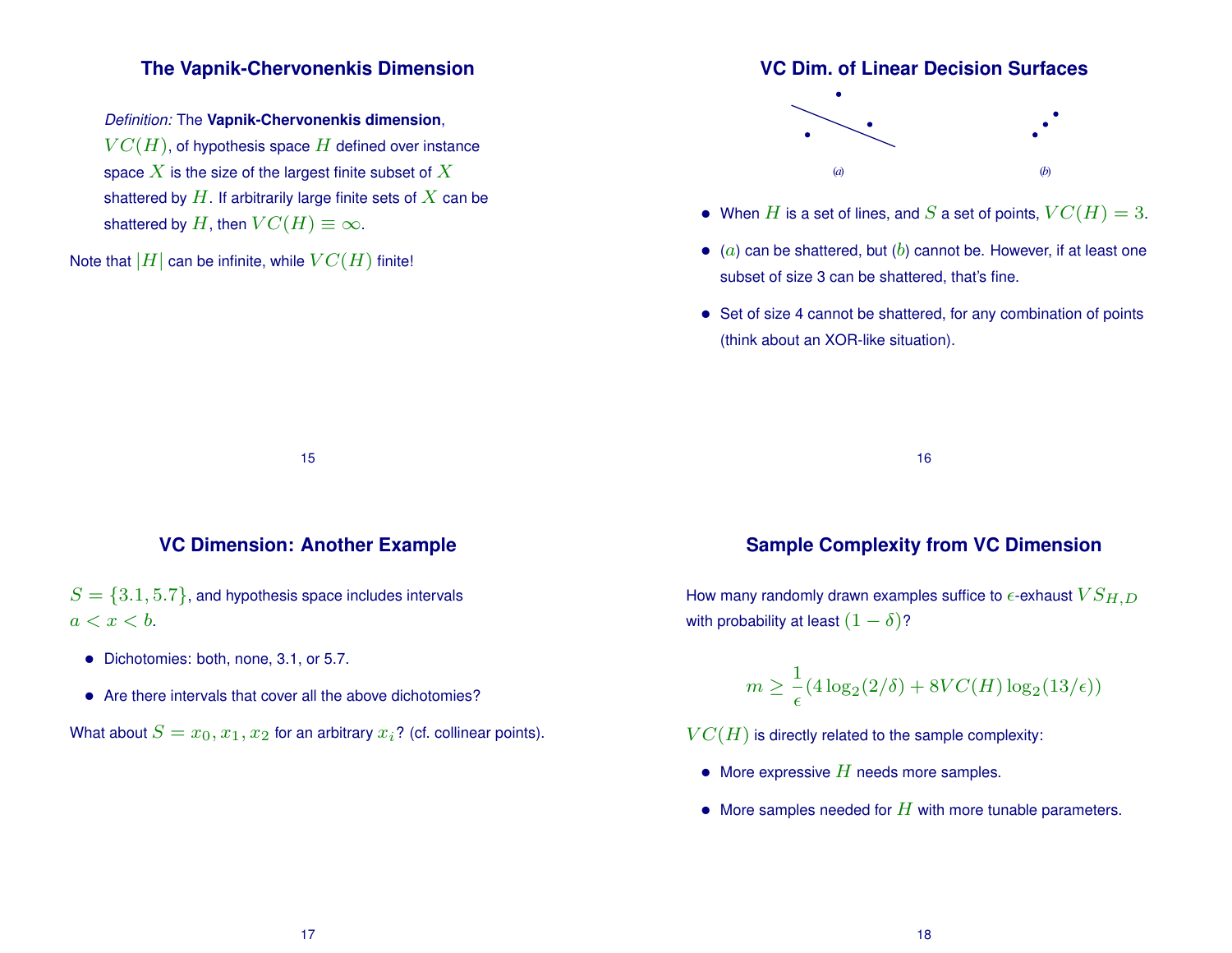## The Vapnik-Chervonenkis Dimension

*Definition:* The **Vapnik-Chervonenkis dimension**, $VC(H)$, of hypothesis space $H$ defined over instance space $X$ is the size of the largest finite subset of $X$ shattered by $H$. If arbitrarily large finite sets of $X$ can be shattered by $H$, then $VC(H) \equiv \infty$.

Note that $|H|$ can be infinite, while $VC(H)$ finite!

## VC Dim. of Linear Decision Surfaces

(a) (b)

- When $H$ is a set of lines, and $S$ a set of points, $VC(H) = 3$.
- $(a)$ can be shattered, but $(b)$ cannot be. However, if at least one subset of size 3 can be shattered, that's fine.
- Set of size 4 cannot be shattered, for any combination of points (think about an XOR-like situation).

## VC Dimension: Another Example

$S = \{3.1, 5.7\}$, and hypothesis space includes intervals $a < x < b$.

- Dichotomies: both, none, 3.1, or 5.7.
- Are there intervals that cover all the above dichotomies?

What about $S = x_0, x_1, x_2$ for an arbitrary $x_i$? (cf. collinear points).

## Sample Complexity from VC Dimension

How many randomly drawn examples suffice to $\epsilon$-exhaust $VS_{H,D}$ with probability at least $(1 - \delta)$?

$$m \geq \frac{1}{\epsilon}(4 \log_2(2/\delta) + 8VC(H) \log_2(13/\epsilon))$$

$VC(H)$ is directly related to the sample complexity:

- More expressive $H$ needs more samples.
- More samples needed for $H$ with more tunable parameters.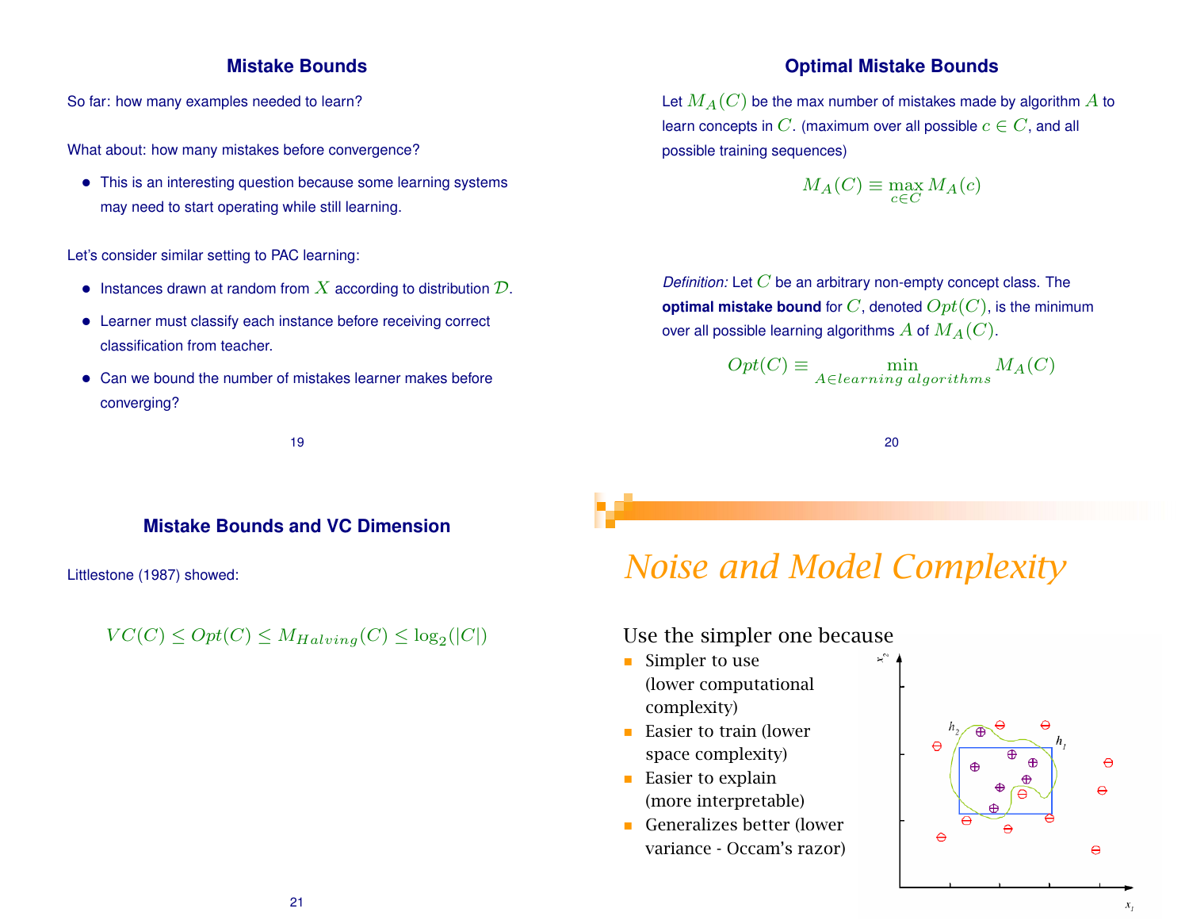## Mistake Bounds

So far: how many examples needed to learn?

What about: how many mistakes before convergence?

- This is an interesting question because some learning systems may need to start operating while still learning.

Let's consider similar setting to PAC learning:

- Instances drawn at random from $X$ according to distribution $\mathcal{D}$.
- Learner must classify each instance before receiving correct classification from teacher.
- Can we bound the number of mistakes learner makes before converging?

## Optimal Mistake Bounds

Let $M_A(C)$ be the max number of mistakes made by algorithm $A$ to learn concepts in $C$. (maximum over all possible $c \in C$, and all possible training sequences)

$$M_A(C) \equiv \max_{c \in C} M_A(c)$$

*Definition:* Let $C$ be an arbitrary non-empty concept class. The **optimal mistake bound** for $C$, denoted $Opt(C)$, is the minimum over all possible learning algorithms $A$ of $M_A(C)$.

$$Opt(C) \equiv \min_{A \in learning\ algorithms} M_A(C)$$

## Mistake Bounds and VC Dimension

Littlestone (1987) showed:

$$VC(C) \leq Opt(C) \leq M_{Halving}(C) \leq \log_2(|C|)$$

## Noise and Model Complexity

Use the simpler one because

- Simpler to use (lower computational complexity)
- Easier to train (lower space complexity)
- Easier to explain (more interpretable)
- Generalizes better (lower variance - Occam's razor)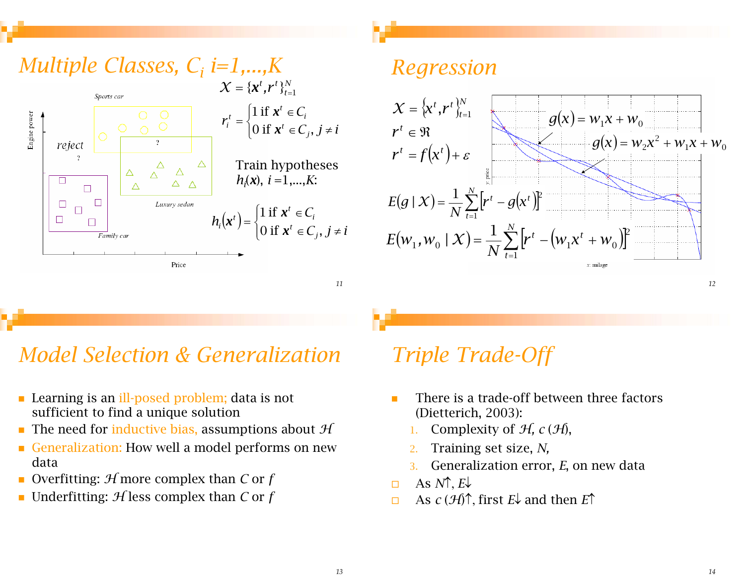## Multiple Classes, $C_i$ $i=1,\dots,K$

$$\mathcal{X} = \{\mathbf{x}^t, r^t\}_{t=1}^N$$

$$r_i^t = \begin{cases} 1 \text{ if } \mathbf{x}^t \in C_i \\ 0 \text{ if } \mathbf{x}^t \in C_j, j \neq i \end{cases}$$

Sports car

reject ?

?

Luxury sedan

Family car

Engine power

Price

Train hypotheses $h_i(\mathbf{x})$, $i = 1,\dots,K$:

$$h_i(\mathbf{x}^t) = \begin{cases} 1 \text{ if } \mathbf{x}^t \in C_i \\ 0 \text{ if } \mathbf{x}^t \in C_j, j \neq i \end{cases}$$

## Regression

$$\mathcal{X} = \{x^t, r^t\}_{t=1}^N$$

$$r^t \in \Re$$

$$r^t = f(x^t) + \varepsilon$$

$$g(x) = w_1 x + w_0$$

$$g(x) = w_2 x^2 + w_1 x + w_0$$

$$E(g \mid \mathcal{X}) = \frac{1}{N}\sum_{t=1}^N \left[r^t - g(x^t)\right]^2$$

$$E(w_1, w_0 \mid \mathcal{X}) = \frac{1}{N}\sum_{t=1}^N \left[r^t - (w_1 x^t + w_0)\right]^2$$

y: price

x: milage

## Model Selection & Generalization

- Learning is an ill-posed problem; data is not sufficient to find a unique solution
- The need for inductive bias, assumptions about $\mathcal{H}$
- Generalization: How well a model performs on new data
- Overfitting: $\mathcal{H}$ more complex than $C$ or $f$
- Underfitting: $\mathcal{H}$ less complex than $C$ or $f$

## Triple Trade-Off

- There is a trade-off between three factors (Dietterich, 2003):
  1. Complexity of $\mathcal{H}$, $c(\mathcal{H})$,
  2. Training set size, $N$,
  3. Generalization error, $E$, on new data
- As $N\uparrow$, $E\downarrow$
- As $c(\mathcal{H})\uparrow$, first $E\downarrow$ and then $E\uparrow$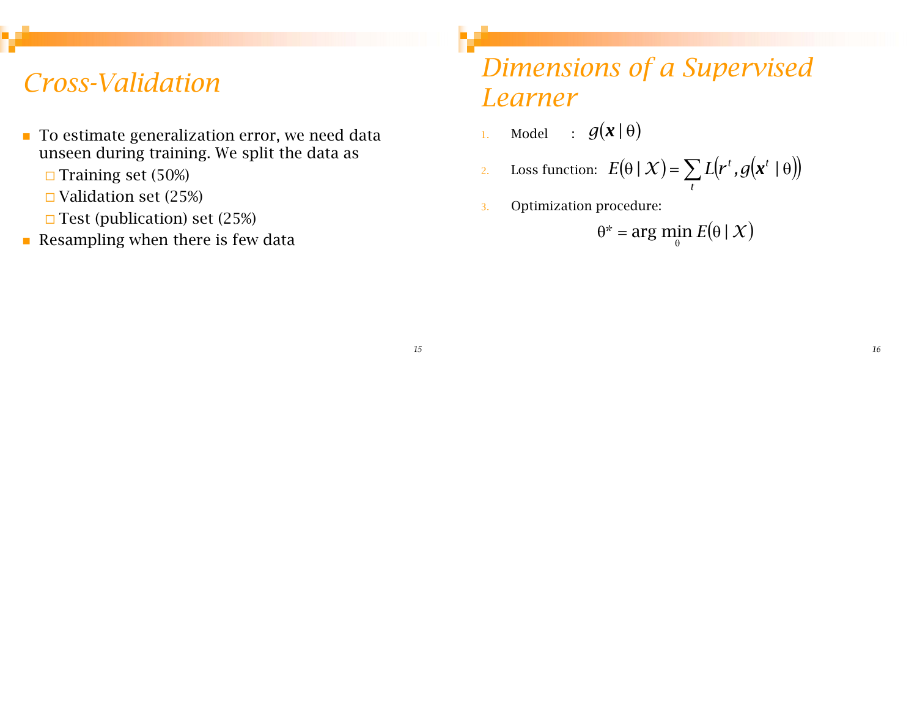## Cross-Validation

- To estimate generalization error, we need data unseen during training. We split the data as
  - Training set (50%)
  - Validation set (25%)
  - Test (publication) set (25%)
- Resampling when there is few data

## Dimensions of a Supervised Learner

1. Model : $g(\boldsymbol{x} \mid \theta)$
2. Loss function: $E(\theta \mid \mathcal{X}) = \sum_t L\left(r^t, g(\boldsymbol{x}^t \mid \theta)\right)$
3. Optimization procedure:

$$\theta^* = \arg\min_\theta E(\theta \mid \mathcal{X})$$